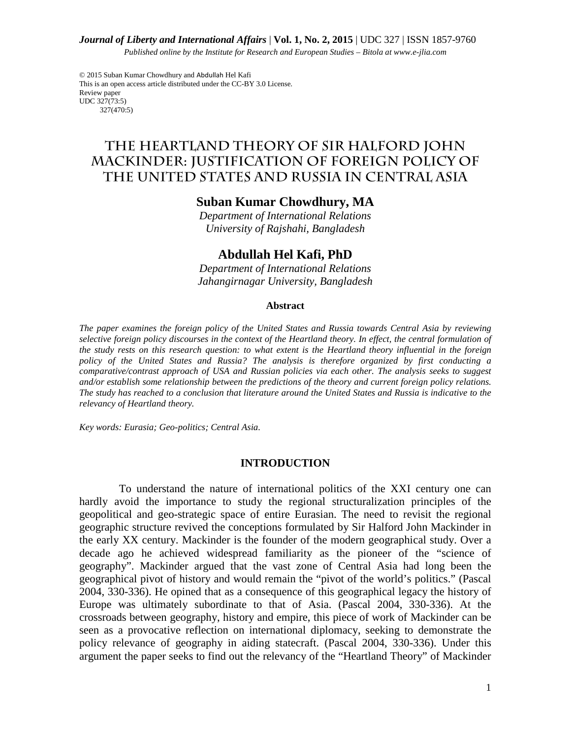*Journal of Liberty and International Affairs* | **Vol. 1, No. 2, 2015** | UDC 327 | ISSN 1857-9760

*Published online by the Institute for Research and European Studies – Bitola at www.e-jlia.com*

© 2015 Suban Kumar Chowdhury and Abdullah Hel Kafi
This is an open access article distributed under the CC-BY 3.0 License.
Review paper
UDC 327(73:5)
327(470:5)

# THE HEARTLAND THEORY OF SIR HALFORD JOHN MACKINDER: JUSTIFICATION OF FOREIGN POLICY OF THE UNITED STATES AND RUSSIA IN CENTRAL ASIA

**Suban Kumar Chowdhury, MA**
*Department of International Relations*
*University of Rajshahi, Bangladesh*

**Abdullah Hel Kafi, PhD**
*Department of International Relations*
*Jahangirnagar University, Bangladesh*

**Abstract**

*The paper examines the foreign policy of the United States and Russia towards Central Asia by reviewing selective foreign policy discourses in the context of the Heartland theory. In effect, the central formulation of the study rests on this research question: to what extent is the Heartland theory influential in the foreign policy of the United States and Russia? The analysis is therefore organized by first conducting a comparative/contrast approach of USA and Russian policies via each other. The analysis seeks to suggest and/or establish some relationship between the predictions of the theory and current foreign policy relations. The study has reached to a conclusion that literature around the United States and Russia is indicative to the relevancy of Heartland theory.*

*Key words: Eurasia; Geo-politics; Central Asia.*

## INTRODUCTION

To understand the nature of international politics of the XXI century one can hardly avoid the importance to study the regional structuralization principles of the geopolitical and geo-strategic space of entire Eurasian. The need to revisit the regional geographic structure revived the conceptions formulated by Sir Halford John Mackinder in the early XX century. Mackinder is the founder of the modern geographical study. Over a decade ago he achieved widespread familiarity as the pioneer of the "science of geography". Mackinder argued that the vast zone of Central Asia had long been the geographical pivot of history and would remain the "pivot of the world's politics." (Pascal 2004, 330-336). He opined that as a consequence of this geographical legacy the history of Europe was ultimately subordinate to that of Asia. (Pascal 2004, 330-336). At the crossroads between geography, history and empire, this piece of work of Mackinder can be seen as a provocative reflection on international diplomacy, seeking to demonstrate the policy relevance of geography in aiding statecraft. (Pascal 2004, 330-336). Under this argument the paper seeks to find out the relevancy of the "Heartland Theory" of Mackinder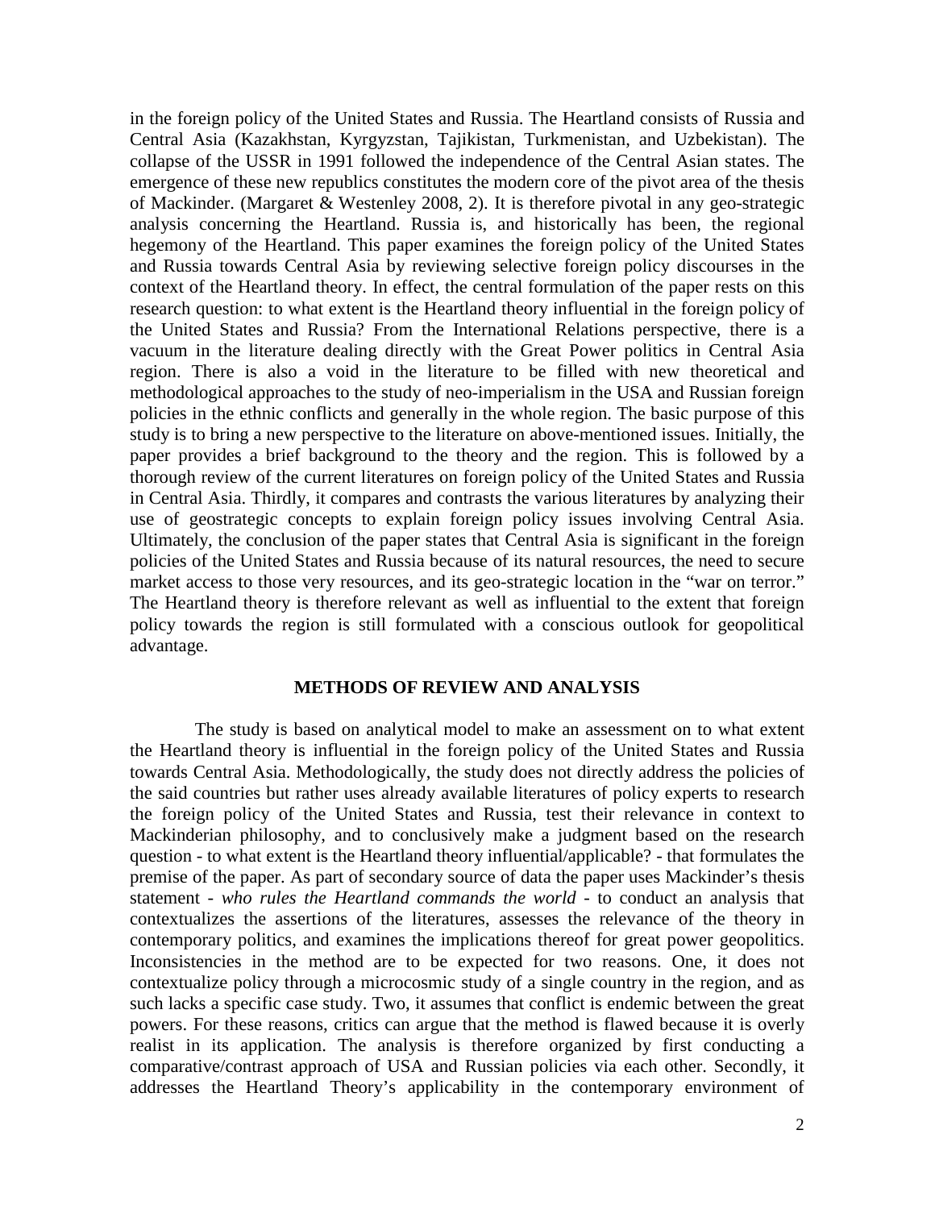in the foreign policy of the United States and Russia. The Heartland consists of Russia and Central Asia (Kazakhstan, Kyrgyzstan, Tajikistan, Turkmenistan, and Uzbekistan). The collapse of the USSR in 1991 followed the independence of the Central Asian states. The emergence of these new republics constitutes the modern core of the pivot area of the thesis of Mackinder. (Margaret & Westenley 2008, 2). It is therefore pivotal in any geo-strategic analysis concerning the Heartland. Russia is, and historically has been, the regional hegemony of the Heartland. This paper examines the foreign policy of the United States and Russia towards Central Asia by reviewing selective foreign policy discourses in the context of the Heartland theory. In effect, the central formulation of the paper rests on this research question: to what extent is the Heartland theory influential in the foreign policy of the United States and Russia? From the International Relations perspective, there is a vacuum in the literature dealing directly with the Great Power politics in Central Asia region. There is also a void in the literature to be filled with new theoretical and methodological approaches to the study of neo-imperialism in the USA and Russian foreign policies in the ethnic conflicts and generally in the whole region. The basic purpose of this study is to bring a new perspective to the literature on above-mentioned issues. Initially, the paper provides a brief background to the theory and the region. This is followed by a thorough review of the current literatures on foreign policy of the United States and Russia in Central Asia. Thirdly, it compares and contrasts the various literatures by analyzing their use of geostrategic concepts to explain foreign policy issues involving Central Asia. Ultimately, the conclusion of the paper states that Central Asia is significant in the foreign policies of the United States and Russia because of its natural resources, the need to secure market access to those very resources, and its geo-strategic location in the "war on terror." The Heartland theory is therefore relevant as well as influential to the extent that foreign policy towards the region is still formulated with a conscious outlook for geopolitical advantage.

## METHODS OF REVIEW AND ANALYSIS

The study is based on analytical model to make an assessment on to what extent the Heartland theory is influential in the foreign policy of the United States and Russia towards Central Asia. Methodologically, the study does not directly address the policies of the said countries but rather uses already available literatures of policy experts to research the foreign policy of the United States and Russia, test their relevance in context to Mackinderian philosophy, and to conclusively make a judgment based on the research question - to what extent is the Heartland theory influential/applicable? - that formulates the premise of the paper. As part of secondary source of data the paper uses Mackinder's thesis statement - *who rules the Heartland commands the world* - to conduct an analysis that contextualizes the assertions of the literatures, assesses the relevance of the theory in contemporary politics, and examines the implications thereof for great power geopolitics. Inconsistencies in the method are to be expected for two reasons. One, it does not contextualize policy through a microcosmic study of a single country in the region, and as such lacks a specific case study. Two, it assumes that conflict is endemic between the great powers. For these reasons, critics can argue that the method is flawed because it is overly realist in its application. The analysis is therefore organized by first conducting a comparative/contrast approach of USA and Russian policies via each other. Secondly, it addresses the Heartland Theory's applicability in the contemporary environment of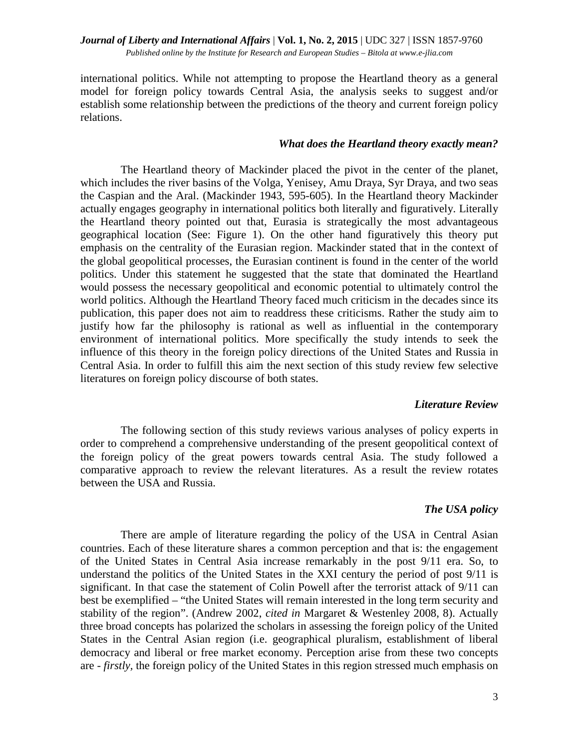international politics. While not attempting to propose the Heartland theory as a general model for foreign policy towards Central Asia, the analysis seeks to suggest and/or establish some relationship between the predictions of the theory and current foreign policy relations.

### *What does the Heartland theory exactly mean?*

The Heartland theory of Mackinder placed the pivot in the center of the planet, which includes the river basins of the Volga, Yenisey, Amu Draya, Syr Draya, and two seas the Caspian and the Aral. (Mackinder 1943, 595-605). In the Heartland theory Mackinder actually engages geography in international politics both literally and figuratively. Literally the Heartland theory pointed out that, Eurasia is strategically the most advantageous geographical location (See: Figure 1). On the other hand figuratively this theory put emphasis on the centrality of the Eurasian region. Mackinder stated that in the context of the global geopolitical processes, the Eurasian continent is found in the center of the world politics. Under this statement he suggested that the state that dominated the Heartland would possess the necessary geopolitical and economic potential to ultimately control the world politics. Although the Heartland Theory faced much criticism in the decades since its publication, this paper does not aim to readdress these criticisms. Rather the study aim to justify how far the philosophy is rational as well as influential in the contemporary environment of international politics. More specifically the study intends to seek the influence of this theory in the foreign policy directions of the United States and Russia in Central Asia. In order to fulfill this aim the next section of this study review few selective literatures on foreign policy discourse of both states.

### *Literature Review*

The following section of this study reviews various analyses of policy experts in order to comprehend a comprehensive understanding of the present geopolitical context of the foreign policy of the great powers towards central Asia. The study followed a comparative approach to review the relevant literatures. As a result the review rotates between the USA and Russia.

### *The USA policy*

There are ample of literature regarding the policy of the USA in Central Asian countries. Each of these literature shares a common perception and that is: the engagement of the United States in Central Asia increase remarkably in the post 9/11 era. So, to understand the politics of the United States in the XXI century the period of post 9/11 is significant. In that case the statement of Colin Powell after the terrorist attack of 9/11 can best be exemplified – "the United States will remain interested in the long term security and stability of the region". (Andrew 2002, *cited in* Margaret & Westenley 2008, 8). Actually three broad concepts has polarized the scholars in assessing the foreign policy of the United States in the Central Asian region (i.e. geographical pluralism, establishment of liberal democracy and liberal or free market economy. Perception arise from these two concepts are - *firstly*, the foreign policy of the United States in this region stressed much emphasis on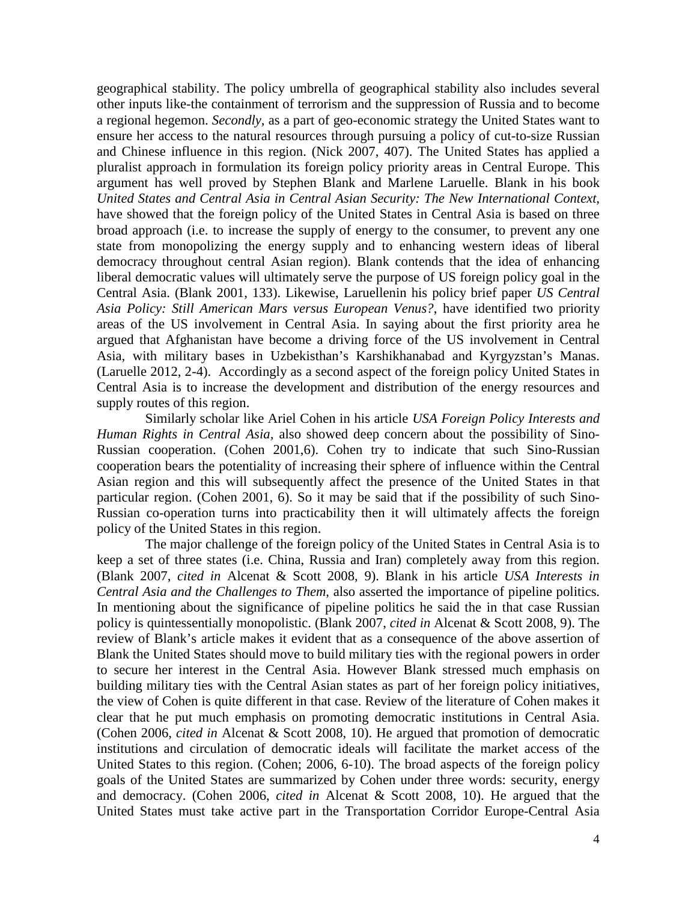geographical stability. The policy umbrella of geographical stability also includes several other inputs like-the containment of terrorism and the suppression of Russia and to become a regional hegemon. *Secondly*, as a part of geo-economic strategy the United States want to ensure her access to the natural resources through pursuing a policy of cut-to-size Russian and Chinese influence in this region. (Nick 2007, 407). The United States has applied a pluralist approach in formulation its foreign policy priority areas in Central Europe. This argument has well proved by Stephen Blank and Marlene Laruelle. Blank in his book *United States and Central Asia in Central Asian Security: The New International Context*, have showed that the foreign policy of the United States in Central Asia is based on three broad approach (i.e. to increase the supply of energy to the consumer, to prevent any one state from monopolizing the energy supply and to enhancing western ideas of liberal democracy throughout central Asian region). Blank contends that the idea of enhancing liberal democratic values will ultimately serve the purpose of US foreign policy goal in the Central Asia. (Blank 2001, 133). Likewise, Laruellenin his policy brief paper *US Central Asia Policy: Still American Mars versus European Venus?*, have identified two priority areas of the US involvement in Central Asia. In saying about the first priority area he argued that Afghanistan have become a driving force of the US involvement in Central Asia, with military bases in Uzbekisthan's Karshikhanabad and Kyrgyzstan's Manas. (Laruelle 2012, 2-4). Accordingly as a second aspect of the foreign policy United States in Central Asia is to increase the development and distribution of the energy resources and supply routes of this region.

Similarly scholar like Ariel Cohen in his article *USA Foreign Policy Interests and Human Rights in Central Asia*, also showed deep concern about the possibility of Sino-Russian cooperation. (Cohen 2001,6). Cohen try to indicate that such Sino-Russian cooperation bears the potentiality of increasing their sphere of influence within the Central Asian region and this will subsequently affect the presence of the United States in that particular region. (Cohen 2001, 6). So it may be said that if the possibility of such Sino-Russian co-operation turns into practicability then it will ultimately affects the foreign policy of the United States in this region.

The major challenge of the foreign policy of the United States in Central Asia is to keep a set of three states (i.e. China, Russia and Iran) completely away from this region. (Blank 2007, *cited in* Alcenat & Scott 2008, 9). Blank in his article *USA Interests in Central Asia and the Challenges to Them*, also asserted the importance of pipeline politics. In mentioning about the significance of pipeline politics he said the in that case Russian policy is quintessentially monopolistic. (Blank 2007, *cited in* Alcenat & Scott 2008, 9). The review of Blank's article makes it evident that as a consequence of the above assertion of Blank the United States should move to build military ties with the regional powers in order to secure her interest in the Central Asia. However Blank stressed much emphasis on building military ties with the Central Asian states as part of her foreign policy initiatives, the view of Cohen is quite different in that case. Review of the literature of Cohen makes it clear that he put much emphasis on promoting democratic institutions in Central Asia. (Cohen 2006, *cited in* Alcenat & Scott 2008, 10). He argued that promotion of democratic institutions and circulation of democratic ideals will facilitate the market access of the United States to this region. (Cohen; 2006, 6-10). The broad aspects of the foreign policy goals of the United States are summarized by Cohen under three words: security, energy and democracy. (Cohen 2006, *cited in* Alcenat & Scott 2008, 10). He argued that the United States must take active part in the Transportation Corridor Europe-Central Asia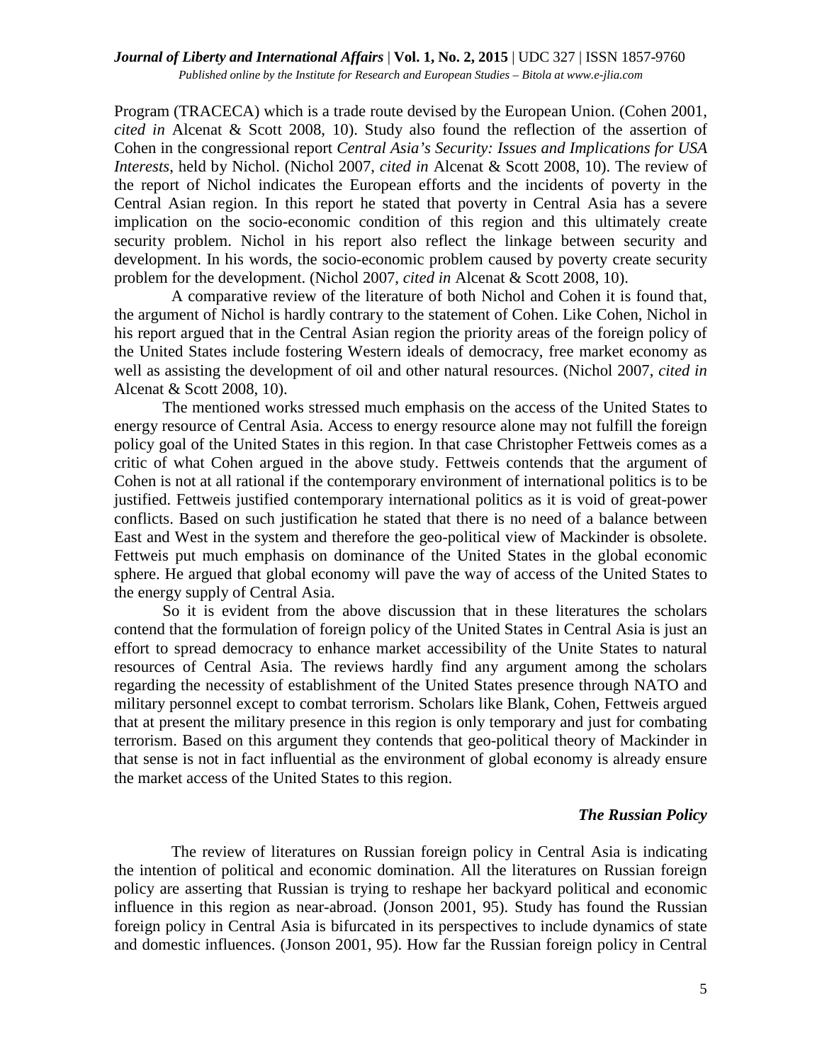Program (TRACECA) which is a trade route devised by the European Union. (Cohen 2001, *cited in* Alcenat & Scott 2008, 10). Study also found the reflection of the assertion of Cohen in the congressional report *Central Asia's Security: Issues and Implications for USA Interests*, held by Nichol. (Nichol 2007, *cited in* Alcenat & Scott 2008, 10). The review of the report of Nichol indicates the European efforts and the incidents of poverty in the Central Asian region. In this report he stated that poverty in Central Asia has a severe implication on the socio-economic condition of this region and this ultimately create security problem. Nichol in his report also reflect the linkage between security and development. In his words, the socio-economic problem caused by poverty create security problem for the development. (Nichol 2007, *cited in* Alcenat & Scott 2008, 10).

A comparative review of the literature of both Nichol and Cohen it is found that, the argument of Nichol is hardly contrary to the statement of Cohen. Like Cohen, Nichol in his report argued that in the Central Asian region the priority areas of the foreign policy of the United States include fostering Western ideals of democracy, free market economy as well as assisting the development of oil and other natural resources. (Nichol 2007, *cited in* Alcenat & Scott 2008, 10).

The mentioned works stressed much emphasis on the access of the United States to energy resource of Central Asia. Access to energy resource alone may not fulfill the foreign policy goal of the United States in this region. In that case Christopher Fettweis comes as a critic of what Cohen argued in the above study. Fettweis contends that the argument of Cohen is not at all rational if the contemporary environment of international politics is to be justified. Fettweis justified contemporary international politics as it is void of great-power conflicts. Based on such justification he stated that there is no need of a balance between East and West in the system and therefore the geo-political view of Mackinder is obsolete. Fettweis put much emphasis on dominance of the United States in the global economic sphere. He argued that global economy will pave the way of access of the United States to the energy supply of Central Asia.

So it is evident from the above discussion that in these literatures the scholars contend that the formulation of foreign policy of the United States in Central Asia is just an effort to spread democracy to enhance market accessibility of the Unite States to natural resources of Central Asia. The reviews hardly find any argument among the scholars regarding the necessity of establishment of the United States presence through NATO and military personnel except to combat terrorism. Scholars like Blank, Cohen, Fettweis argued that at present the military presence in this region is only temporary and just for combating terrorism. Based on this argument they contends that geo-political theory of Mackinder in that sense is not in fact influential as the environment of global economy is already ensure the market access of the United States to this region.

### *The Russian Policy*

The review of literatures on Russian foreign policy in Central Asia is indicating the intention of political and economic domination. All the literatures on Russian foreign policy are asserting that Russian is trying to reshape her backyard political and economic influence in this region as near-abroad. (Jonson 2001, 95). Study has found the Russian foreign policy in Central Asia is bifurcated in its perspectives to include dynamics of state and domestic influences. (Jonson 2001, 95). How far the Russian foreign policy in Central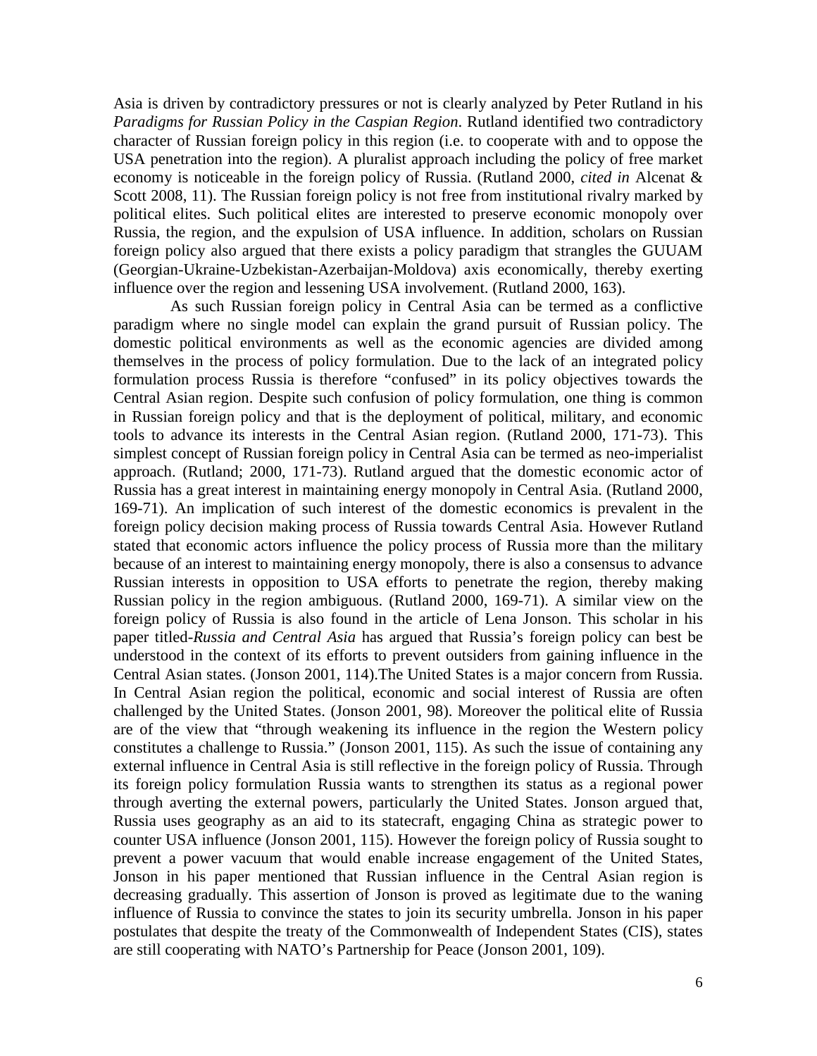Asia is driven by contradictory pressures or not is clearly analyzed by Peter Rutland in his *Paradigms for Russian Policy in the Caspian Region*. Rutland identified two contradictory character of Russian foreign policy in this region (i.e. to cooperate with and to oppose the USA penetration into the region). A pluralist approach including the policy of free market economy is noticeable in the foreign policy of Russia. (Rutland 2000, *cited in* Alcenat & Scott 2008, 11). The Russian foreign policy is not free from institutional rivalry marked by political elites. Such political elites are interested to preserve economic monopoly over Russia, the region, and the expulsion of USA influence. In addition, scholars on Russian foreign policy also argued that there exists a policy paradigm that strangles the GUUAM (Georgian-Ukraine-Uzbekistan-Azerbaijan-Moldova) axis economically, thereby exerting influence over the region and lessening USA involvement. (Rutland 2000, 163).

As such Russian foreign policy in Central Asia can be termed as a conflictive paradigm where no single model can explain the grand pursuit of Russian policy. The domestic political environments as well as the economic agencies are divided among themselves in the process of policy formulation. Due to the lack of an integrated policy formulation process Russia is therefore "confused" in its policy objectives towards the Central Asian region. Despite such confusion of policy formulation, one thing is common in Russian foreign policy and that is the deployment of political, military, and economic tools to advance its interests in the Central Asian region. (Rutland 2000, 171-73). This simplest concept of Russian foreign policy in Central Asia can be termed as neo-imperialist approach. (Rutland; 2000, 171-73). Rutland argued that the domestic economic actor of Russia has a great interest in maintaining energy monopoly in Central Asia. (Rutland 2000, 169-71). An implication of such interest of the domestic economics is prevalent in the foreign policy decision making process of Russia towards Central Asia. However Rutland stated that economic actors influence the policy process of Russia more than the military because of an interest to maintaining energy monopoly, there is also a consensus to advance Russian interests in opposition to USA efforts to penetrate the region, thereby making Russian policy in the region ambiguous. (Rutland 2000, 169-71). A similar view on the foreign policy of Russia is also found in the article of Lena Jonson. This scholar in his paper titled-*Russia and Central Asia* has argued that Russia's foreign policy can best be understood in the context of its efforts to prevent outsiders from gaining influence in the Central Asian states. (Jonson 2001, 114).The United States is a major concern from Russia. In Central Asian region the political, economic and social interest of Russia are often challenged by the United States. (Jonson 2001, 98). Moreover the political elite of Russia are of the view that "through weakening its influence in the region the Western policy constitutes a challenge to Russia." (Jonson 2001, 115). As such the issue of containing any external influence in Central Asia is still reflective in the foreign policy of Russia. Through its foreign policy formulation Russia wants to strengthen its status as a regional power through averting the external powers, particularly the United States. Jonson argued that, Russia uses geography as an aid to its statecraft, engaging China as strategic power to counter USA influence (Jonson 2001, 115). However the foreign policy of Russia sought to prevent a power vacuum that would enable increase engagement of the United States, Jonson in his paper mentioned that Russian influence in the Central Asian region is decreasing gradually. This assertion of Jonson is proved as legitimate due to the waning influence of Russia to convince the states to join its security umbrella. Jonson in his paper postulates that despite the treaty of the Commonwealth of Independent States (CIS), states are still cooperating with NATO's Partnership for Peace (Jonson 2001, 109).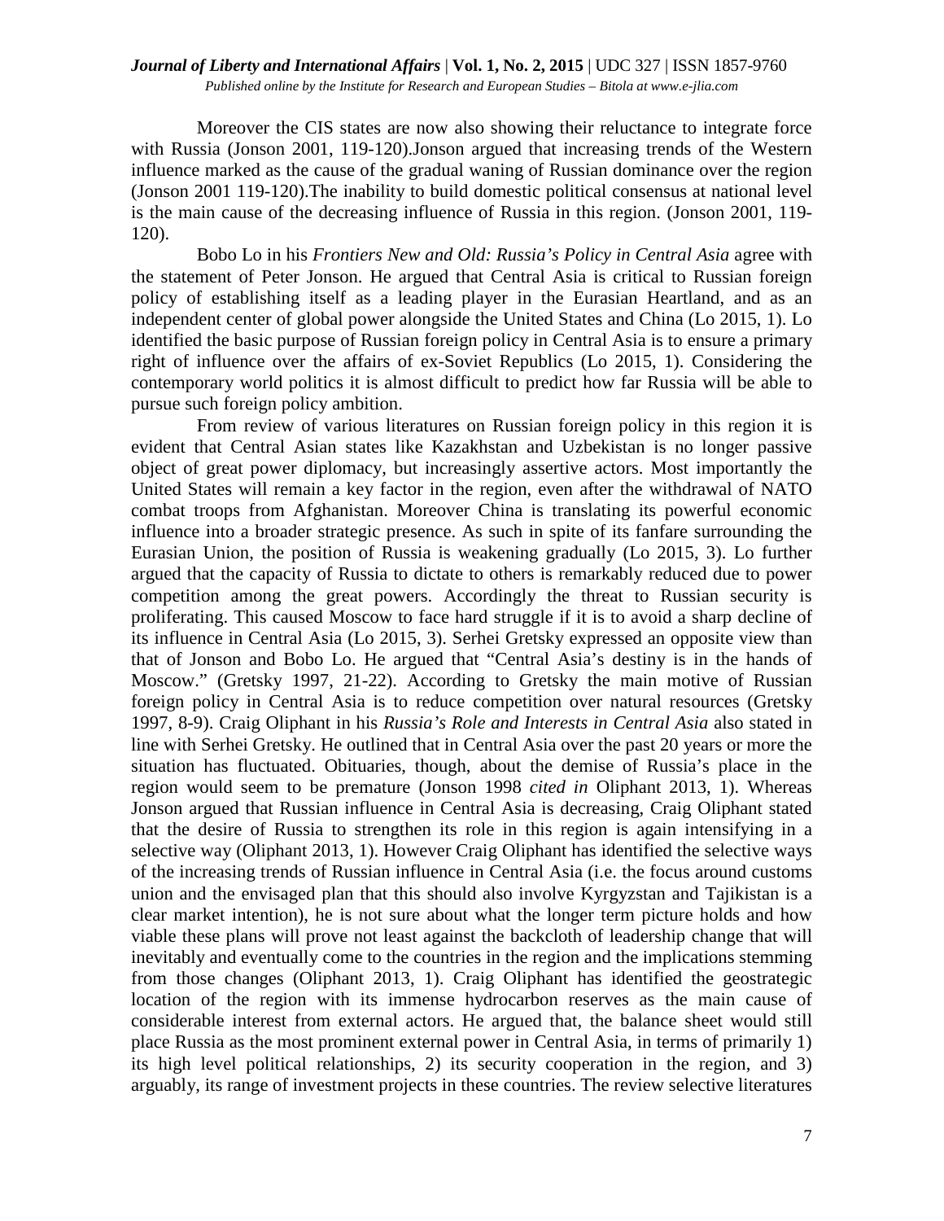Moreover the CIS states are now also showing their reluctance to integrate force with Russia (Jonson 2001, 119-120).Jonson argued that increasing trends of the Western influence marked as the cause of the gradual waning of Russian dominance over the region (Jonson 2001 119-120).The inability to build domestic political consensus at national level is the main cause of the decreasing influence of Russia in this region. (Jonson 2001, 119-120).

Bobo Lo in his *Frontiers New and Old: Russia's Policy in Central Asia* agree with the statement of Peter Jonson. He argued that Central Asia is critical to Russian foreign policy of establishing itself as a leading player in the Eurasian Heartland, and as an independent center of global power alongside the United States and China (Lo 2015, 1). Lo identified the basic purpose of Russian foreign policy in Central Asia is to ensure a primary right of influence over the affairs of ex-Soviet Republics (Lo 2015, 1). Considering the contemporary world politics it is almost difficult to predict how far Russia will be able to pursue such foreign policy ambition.

From review of various literatures on Russian foreign policy in this region it is evident that Central Asian states like Kazakhstan and Uzbekistan is no longer passive object of great power diplomacy, but increasingly assertive actors. Most importantly the United States will remain a key factor in the region, even after the withdrawal of NATO combat troops from Afghanistan. Moreover China is translating its powerful economic influence into a broader strategic presence. As such in spite of its fanfare surrounding the Eurasian Union, the position of Russia is weakening gradually (Lo 2015, 3). Lo further argued that the capacity of Russia to dictate to others is remarkably reduced due to power competition among the great powers. Accordingly the threat to Russian security is proliferating. This caused Moscow to face hard struggle if it is to avoid a sharp decline of its influence in Central Asia (Lo 2015, 3). Serhei Gretsky expressed an opposite view than that of Jonson and Bobo Lo. He argued that "Central Asia's destiny is in the hands of Moscow." (Gretsky 1997, 21-22). According to Gretsky the main motive of Russian foreign policy in Central Asia is to reduce competition over natural resources (Gretsky 1997, 8-9). Craig Oliphant in his *Russia's Role and Interests in Central Asia* also stated in line with Serhei Gretsky. He outlined that in Central Asia over the past 20 years or more the situation has fluctuated. Obituaries, though, about the demise of Russia's place in the region would seem to be premature (Jonson 1998 *cited in* Oliphant 2013, 1). Whereas Jonson argued that Russian influence in Central Asia is decreasing, Craig Oliphant stated that the desire of Russia to strengthen its role in this region is again intensifying in a selective way (Oliphant 2013, 1). However Craig Oliphant has identified the selective ways of the increasing trends of Russian influence in Central Asia (i.e. the focus around customs union and the envisaged plan that this should also involve Kyrgyzstan and Tajikistan is a clear market intention), he is not sure about what the longer term picture holds and how viable these plans will prove not least against the backcloth of leadership change that will inevitably and eventually come to the countries in the region and the implications stemming from those changes (Oliphant 2013, 1). Craig Oliphant has identified the geostrategic location of the region with its immense hydrocarbon reserves as the main cause of considerable interest from external actors. He argued that, the balance sheet would still place Russia as the most prominent external power in Central Asia, in terms of primarily 1) its high level political relationships, 2) its security cooperation in the region, and 3) arguably, its range of investment projects in these countries. The review selective literatures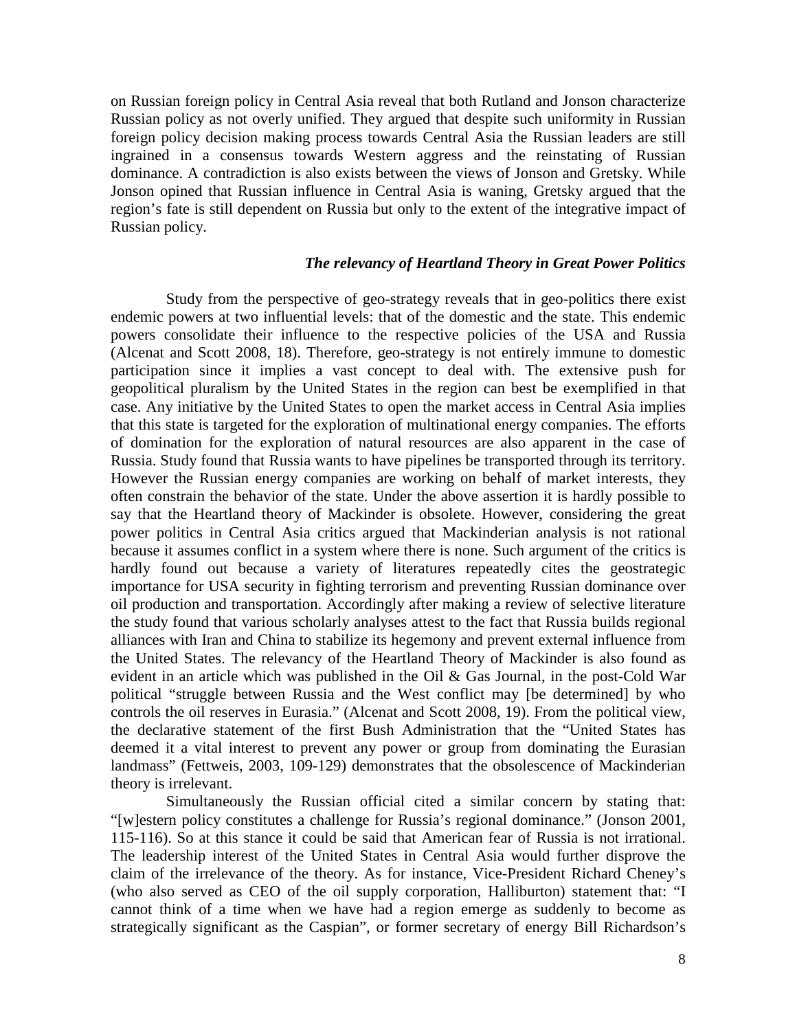on Russian foreign policy in Central Asia reveal that both Rutland and Jonson characterize Russian policy as not overly unified. They argued that despite such uniformity in Russian foreign policy decision making process towards Central Asia the Russian leaders are still ingrained in a consensus towards Western aggress and the reinstating of Russian dominance. A contradiction is also exists between the views of Jonson and Gretsky. While Jonson opined that Russian influence in Central Asia is waning, Gretsky argued that the region's fate is still dependent on Russia but only to the extent of the integrative impact of Russian policy.

### *The relevancy of Heartland Theory in Great Power Politics*

Study from the perspective of geo-strategy reveals that in geo-politics there exist endemic powers at two influential levels: that of the domestic and the state. This endemic powers consolidate their influence to the respective policies of the USA and Russia (Alcenat and Scott 2008, 18). Therefore, geo-strategy is not entirely immune to domestic participation since it implies a vast concept to deal with. The extensive push for geopolitical pluralism by the United States in the region can best be exemplified in that case. Any initiative by the United States to open the market access in Central Asia implies that this state is targeted for the exploration of multinational energy companies. The efforts of domination for the exploration of natural resources are also apparent in the case of Russia. Study found that Russia wants to have pipelines be transported through its territory. However the Russian energy companies are working on behalf of market interests, they often constrain the behavior of the state. Under the above assertion it is hardly possible to say that the Heartland theory of Mackinder is obsolete. However, considering the great power politics in Central Asia critics argued that Mackinderian analysis is not rational because it assumes conflict in a system where there is none. Such argument of the critics is hardly found out because a variety of literatures repeatedly cites the geostrategic importance for USA security in fighting terrorism and preventing Russian dominance over oil production and transportation. Accordingly after making a review of selective literature the study found that various scholarly analyses attest to the fact that Russia builds regional alliances with Iran and China to stabilize its hegemony and prevent external influence from the United States. The relevancy of the Heartland Theory of Mackinder is also found as evident in an article which was published in the Oil & Gas Journal, in the post-Cold War political "struggle between Russia and the West conflict may [be determined] by who controls the oil reserves in Eurasia." (Alcenat and Scott 2008, 19). From the political view, the declarative statement of the first Bush Administration that the "United States has deemed it a vital interest to prevent any power or group from dominating the Eurasian landmass" (Fettweis, 2003, 109-129) demonstrates that the obsolescence of Mackinderian theory is irrelevant.

Simultaneously the Russian official cited a similar concern by stating that: "[w]estern policy constitutes a challenge for Russia's regional dominance." (Jonson 2001, 115-116). So at this stance it could be said that American fear of Russia is not irrational. The leadership interest of the United States in Central Asia would further disprove the claim of the irrelevance of the theory. As for instance, Vice-President Richard Cheney's (who also served as CEO of the oil supply corporation, Halliburton) statement that: "I cannot think of a time when we have had a region emerge as suddenly to become as strategically significant as the Caspian", or former secretary of energy Bill Richardson's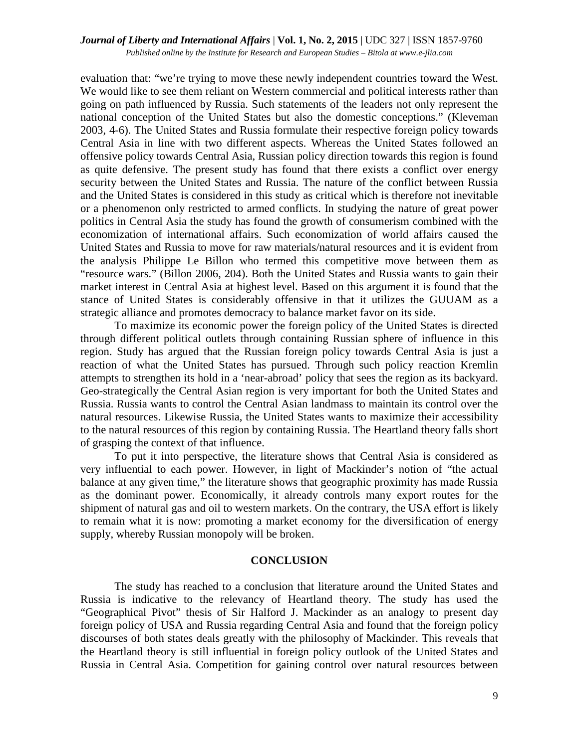evaluation that: "we're trying to move these newly independent countries toward the West. We would like to see them reliant on Western commercial and political interests rather than going on path influenced by Russia. Such statements of the leaders not only represent the national conception of the United States but also the domestic conceptions." (Kleveman 2003, 4-6). The United States and Russia formulate their respective foreign policy towards Central Asia in line with two different aspects. Whereas the United States followed an offensive policy towards Central Asia, Russian policy direction towards this region is found as quite defensive. The present study has found that there exists a conflict over energy security between the United States and Russia. The nature of the conflict between Russia and the United States is considered in this study as critical which is therefore not inevitable or a phenomenon only restricted to armed conflicts. In studying the nature of great power politics in Central Asia the study has found the growth of consumerism combined with the economization of international affairs. Such economization of world affairs caused the United States and Russia to move for raw materials/natural resources and it is evident from the analysis Philippe Le Billon who termed this competitive move between them as "resource wars." (Billon 2006, 204). Both the United States and Russia wants to gain their market interest in Central Asia at highest level. Based on this argument it is found that the stance of United States is considerably offensive in that it utilizes the GUUAM as a strategic alliance and promotes democracy to balance market favor on its side.

To maximize its economic power the foreign policy of the United States is directed through different political outlets through containing Russian sphere of influence in this region. Study has argued that the Russian foreign policy towards Central Asia is just a reaction of what the United States has pursued. Through such policy reaction Kremlin attempts to strengthen its hold in a 'near-abroad' policy that sees the region as its backyard. Geo-strategically the Central Asian region is very important for both the United States and Russia. Russia wants to control the Central Asian landmass to maintain its control over the natural resources. Likewise Russia, the United States wants to maximize their accessibility to the natural resources of this region by containing Russia. The Heartland theory falls short of grasping the context of that influence.

To put it into perspective, the literature shows that Central Asia is considered as very influential to each power. However, in light of Mackinder's notion of "the actual balance at any given time," the literature shows that geographic proximity has made Russia as the dominant power. Economically, it already controls many export routes for the shipment of natural gas and oil to western markets. On the contrary, the USA effort is likely to remain what it is now: promoting a market economy for the diversification of energy supply, whereby Russian monopoly will be broken.

## CONCLUSION

The study has reached to a conclusion that literature around the United States and Russia is indicative to the relevancy of Heartland theory. The study has used the "Geographical Pivot" thesis of Sir Halford J. Mackinder as an analogy to present day foreign policy of USA and Russia regarding Central Asia and found that the foreign policy discourses of both states deals greatly with the philosophy of Mackinder. This reveals that the Heartland theory is still influential in foreign policy outlook of the United States and Russia in Central Asia. Competition for gaining control over natural resources between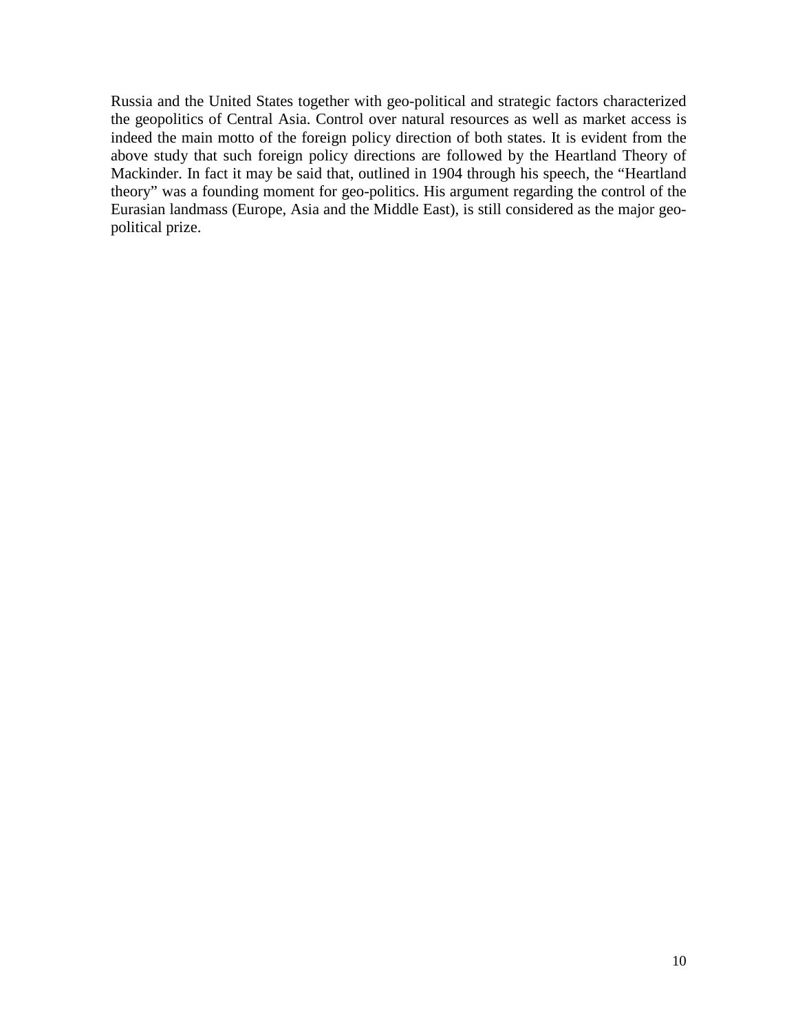Russia and the United States together with geo-political and strategic factors characterized the geopolitics of Central Asia. Control over natural resources as well as market access is indeed the main motto of the foreign policy direction of both states. It is evident from the above study that such foreign policy directions are followed by the Heartland Theory of Mackinder. In fact it may be said that, outlined in 1904 through his speech, the "Heartland theory" was a founding moment for geo-politics. His argument regarding the control of the Eurasian landmass (Europe, Asia and the Middle East), is still considered as the major geo-political prize.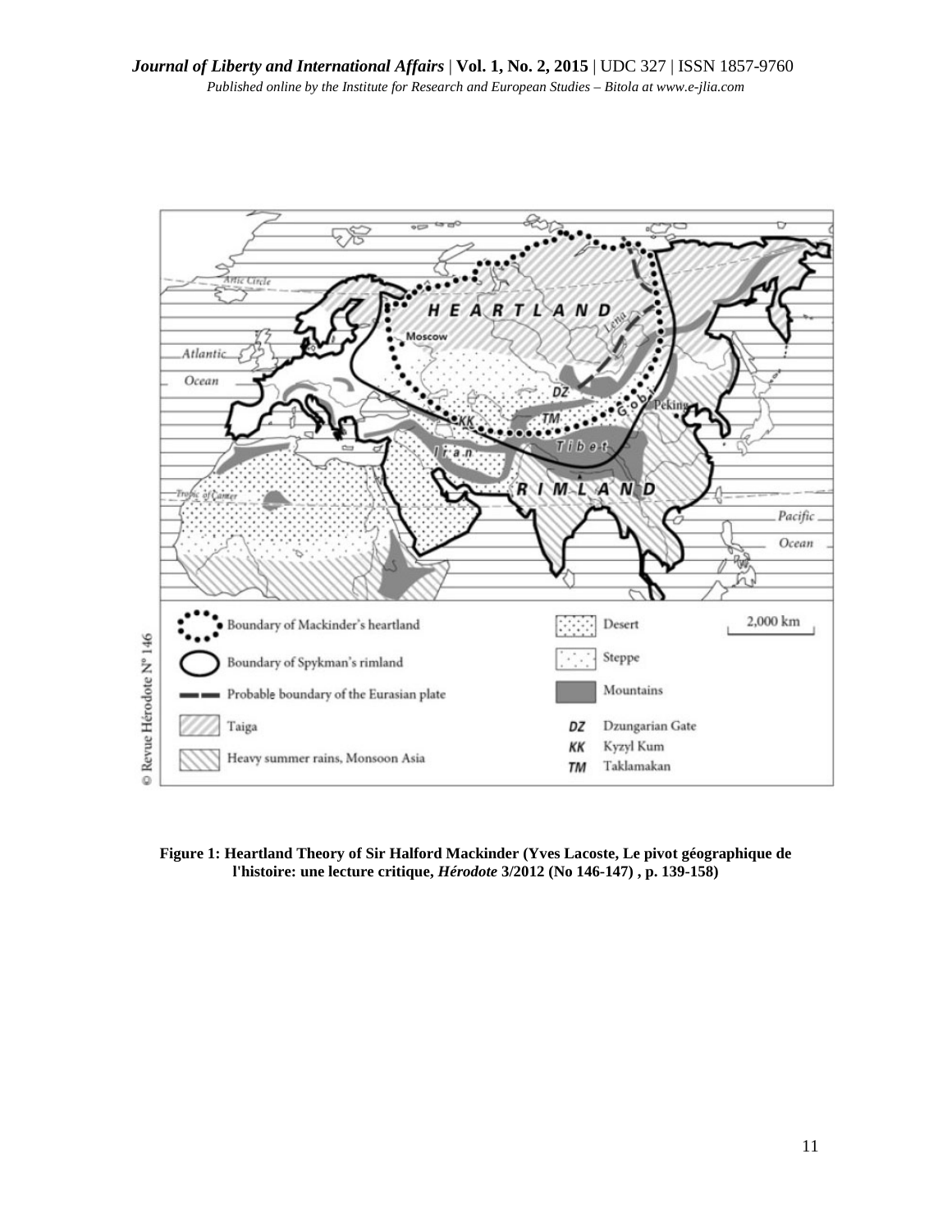**Figure 1: Heartland Theory of Sir Halford Mackinder (Yves Lacoste, Le pivot géographique de l'histoire: une lecture critique, *Hérodote* 3/2012 (No 146-147) , p. 139-158)**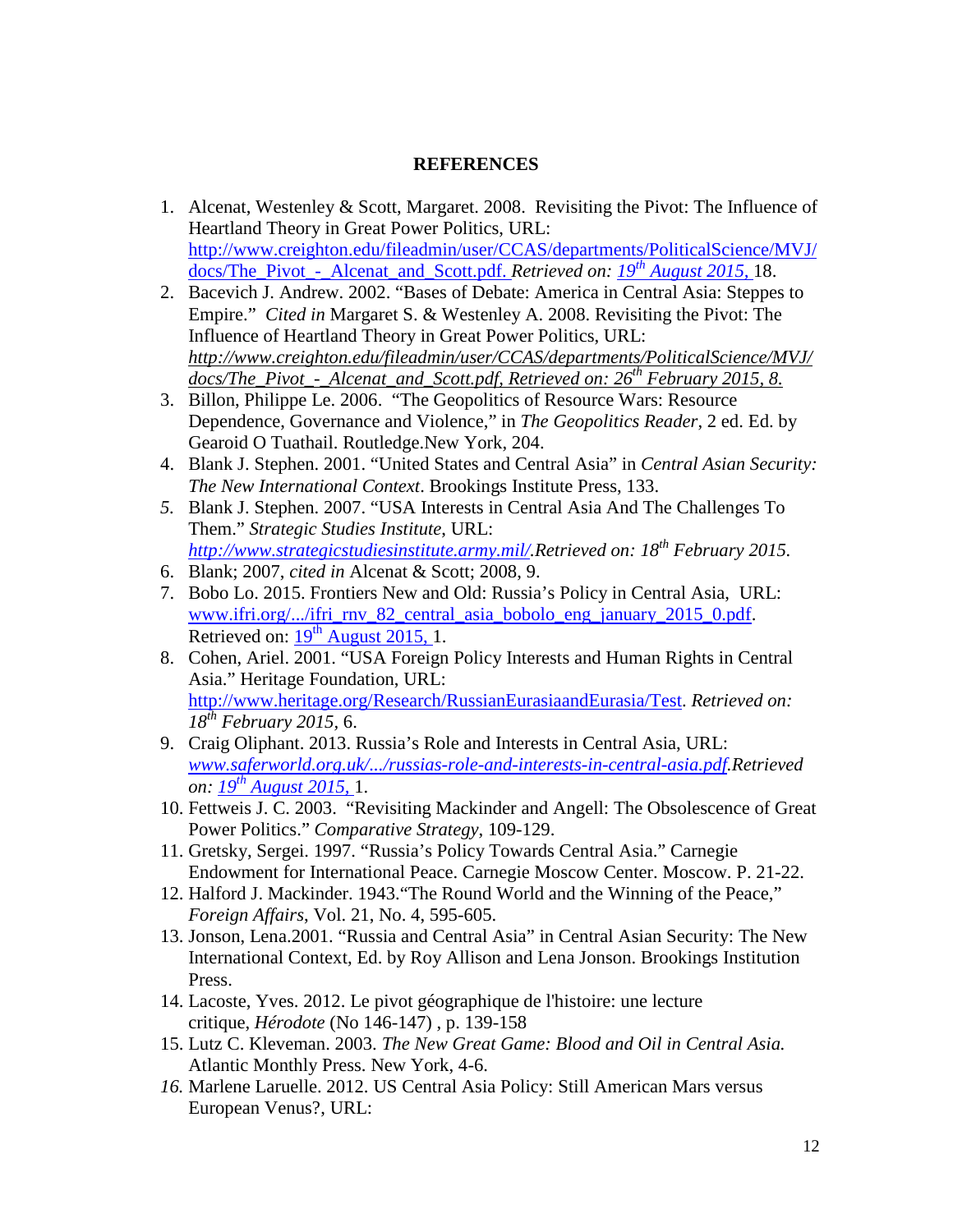## REFERENCES

1. Alcenat, Westenley & Scott, Margaret. 2008. Revisiting the Pivot: The Influence of Heartland Theory in Great Power Politics, URL: http://www.creighton.edu/fileadmin/user/CCAS/departments/PoliticalScience/MVJ/docs/The_Pivot_-_Alcenat_and_Scott.pdf. *Retrieved on: 19th August 2015,* 18.
2. Bacevich J. Andrew. 2002. "Bases of Debate: America in Central Asia: Steppes to Empire." *Cited in* Margaret S. & Westenley A. 2008. Revisiting the Pivot: The Influence of Heartland Theory in Great Power Politics, URL: *http://www.creighton.edu/fileadmin/user/CCAS/departments/PoliticalScience/MVJ/docs/The_Pivot_-_Alcenat_and_Scott.pdf, Retrieved on: 26th February 2015, 8.*
3. Billon, Philippe Le. 2006. "The Geopolitics of Resource Wars: Resource Dependence, Governance and Violence," in *The Geopolitics Reader*, 2 ed. Ed. by Gearoid O Tuathail. Routledge.New York, 204.
4. Blank J. Stephen. 2001. "United States and Central Asia" in *Central Asian Security: The New International Context*. Brookings Institute Press, 133.
5. Blank J. Stephen. 2007. "USA Interests in Central Asia And The Challenges To Them." *Strategic Studies Institute*, URL: *http://www.strategicstudiesinstitute.army.mil/.Retrieved on: 18th February 2015.*
6. Blank; 2007, *cited in* Alcenat & Scott; 2008, 9.
7. Bobo Lo. 2015. Frontiers New and Old: Russia's Policy in Central Asia, URL: www.ifri.org/.../ifri_rnv_82_central_asia_bobolo_eng_january_2015_0.pdf. Retrieved on: 19th August 2015, 1.
8. Cohen, Ariel. 2001. "USA Foreign Policy Interests and Human Rights in Central Asia." Heritage Foundation, URL: http://www.heritage.org/Research/RussianEurasiaandEurasia/Test. *Retrieved on: 18th February 2015,* 6.
9. Craig Oliphant. 2013. Russia's Role and Interests in Central Asia, URL: *www.saferworld.org.uk/.../russias-role-and-interests-in-central-asia.pdf.Retrieved on: 19th August 2015,* 1.
10. Fettweis J. C. 2003. "Revisiting Mackinder and Angell: The Obsolescence of Great Power Politics." *Comparative Strategy*, 109-129.
11. Gretsky, Sergei. 1997. "Russia's Policy Towards Central Asia." Carnegie Endowment for International Peace. Carnegie Moscow Center. Moscow. P. 21-22.
12. Halford J. Mackinder. 1943."The Round World and the Winning of the Peace," *Foreign Affairs*, Vol. 21, No. 4, 595-605.
13. Jonson, Lena.2001. "Russia and Central Asia" in Central Asian Security: The New International Context, Ed. by Roy Allison and Lena Jonson. Brookings Institution Press.
14. Lacoste, Yves. 2012. Le pivot géographique de l'histoire: une lecture critique, *Hérodote* (No 146-147) , p. 139-158
15. Lutz C. Kleveman. 2003. *The New Great Game: Blood and Oil in Central Asia.* Atlantic Monthly Press. New York, 4-6.
16. Marlene Laruelle. 2012. US Central Asia Policy: Still American Mars versus European Venus?, URL: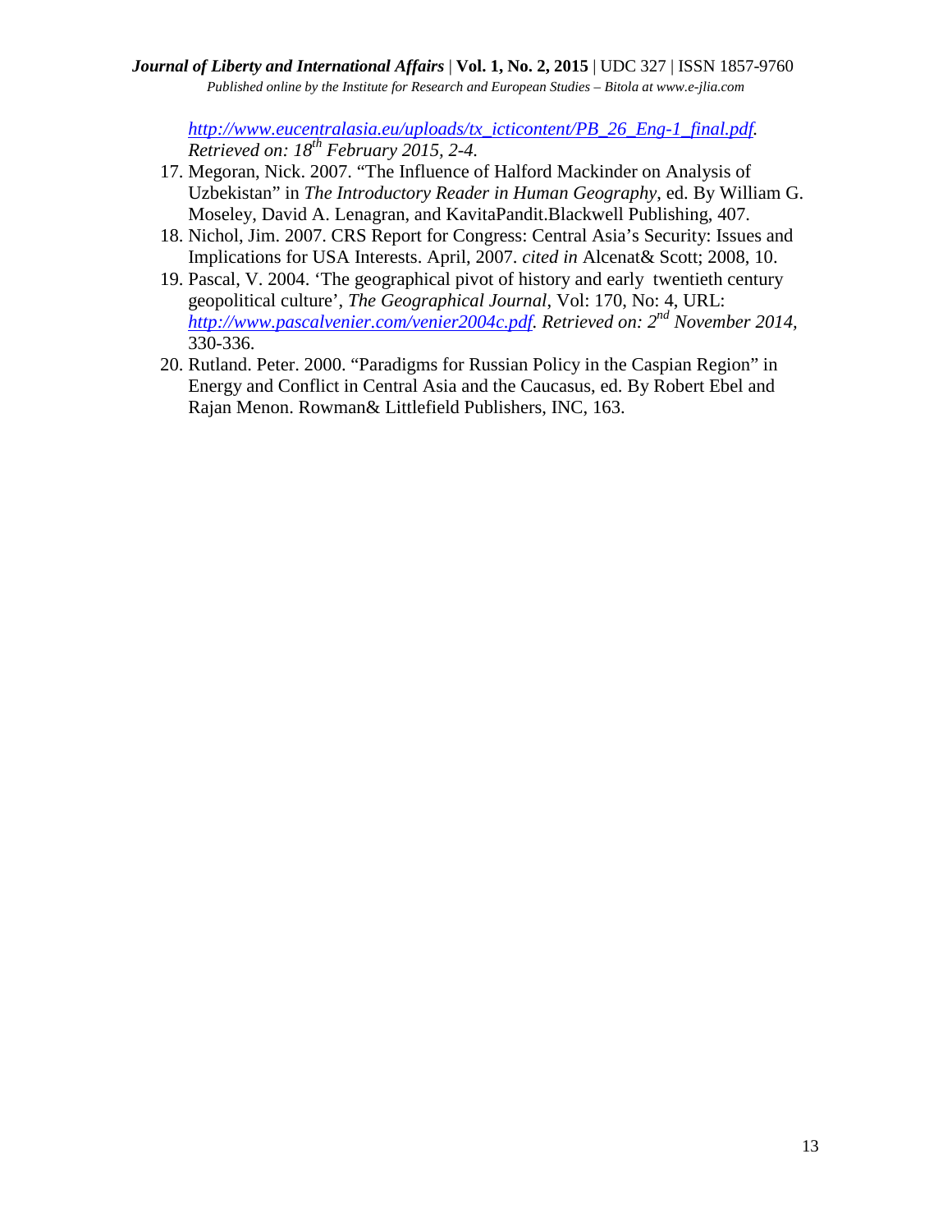[http://www.eucentralasia.eu/uploads/tx_icticontent/PB_26_Eng-1_final.pdf](http://www.eucentralasia.eu/uploads/tx_icticontent/PB_26_Eng-1_final.pdf). *Retrieved on: 18th February 2015, 2-4.*

17. Megoran, Nick. 2007. "The Influence of Halford Mackinder on Analysis of Uzbekistan" in *The Introductory Reader in Human Geography*, ed. By William G. Moseley, David A. Lenagran, and KavitaPandit.Blackwell Publishing, 407.
18. Nichol, Jim. 2007. CRS Report for Congress: Central Asia's Security: Issues and Implications for USA Interests. April, 2007. *cited in* Alcenat& Scott; 2008, 10.
19. Pascal, V. 2004. 'The geographical pivot of history and early twentieth century geopolitical culture', *The Geographical Journal*, Vol: 170, No: 4, URL: [http://www.pascalvenier.com/venier2004c.pdf](http://www.pascalvenier.com/venier2004c.pdf). *Retrieved on: 2nd November 2014,* 330-336.
20. Rutland. Peter. 2000. "Paradigms for Russian Policy in the Caspian Region" in Energy and Conflict in Central Asia and the Caucasus, ed. By Robert Ebel and Rajan Menon. Rowman& Littlefield Publishers, INC, 163.